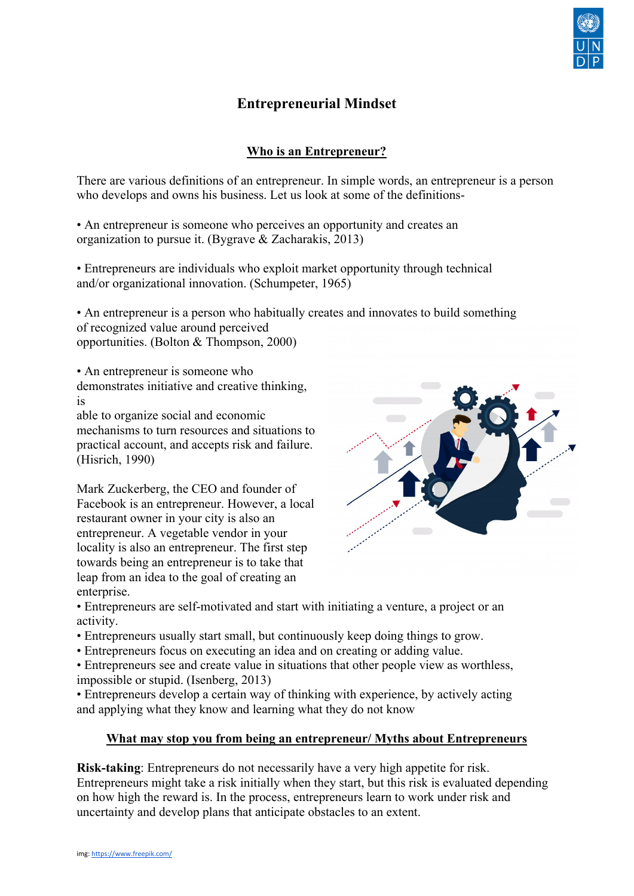# Entrepreneurial Mindset

## Who is an Entrepreneur?

There are various definitions of an entrepreneur. In simple words, an entrepreneur is a person who develops and owns his business. Let us look at some of the definitions-

• An entrepreneur is someone who perceives an opportunity and creates an organization to pursue it. (Bygrave & Zacharakis, 2013)

• Entrepreneurs are individuals who exploit market opportunity through technical and/or organizational innovation. (Schumpeter, 1965)

• An entrepreneur is a person who habitually creates and innovates to build something of recognized value around perceived opportunities. (Bolton & Thompson, 2000)

• An entrepreneur is someone who demonstrates initiative and creative thinking, is able to organize social and economic mechanisms to turn resources and situations to practical account, and accepts risk and failure. (Hisrich, 1990)

Mark Zuckerberg, the CEO and founder of Facebook is an entrepreneur. However, a local restaurant owner in your city is also an entrepreneur. A vegetable vendor in your locality is also an entrepreneur. The first step towards being an entrepreneur is to take that leap from an idea to the goal of creating an enterprise.

- Entrepreneurs are self-motivated and start with initiating a venture, a project or an activity.
- Entrepreneurs usually start small, but continuously keep doing things to grow.
- Entrepreneurs focus on executing an idea and on creating or adding value.
- Entrepreneurs see and create value in situations that other people view as worthless, impossible or stupid. (Isenberg, 2013)
- Entrepreneurs develop a certain way of thinking with experience, by actively acting and applying what they know and learning what they do not know

## What may stop you from being an entrepreneur/ Myths about Entrepreneurs

**Risk-taking**: Entrepreneurs do not necessarily have a very high appetite for risk. Entrepreneurs might take a risk initially when they start, but this risk is evaluated depending on how high the reward is. In the process, entrepreneurs learn to work under risk and uncertainty and develop plans that anticipate obstacles to an extent.

img: https://www.freepik.com/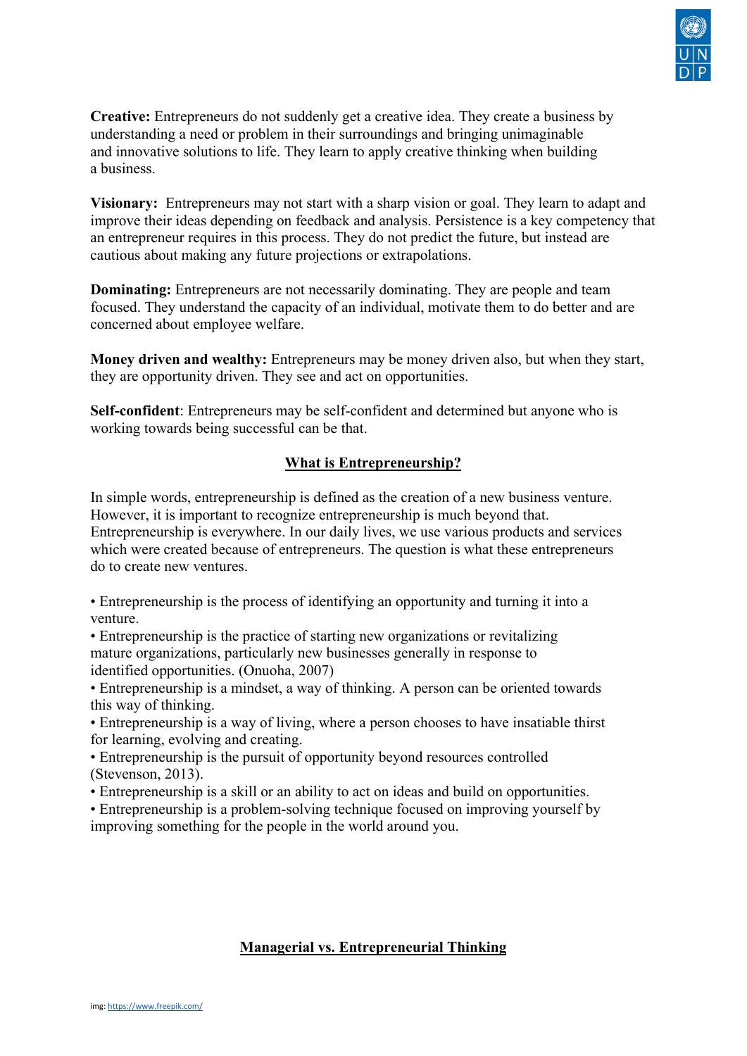**Creative:** Entrepreneurs do not suddenly get a creative idea. They create a business by understanding a need or problem in their surroundings and bringing unimaginable and innovative solutions to life. They learn to apply creative thinking when building a business.

**Visionary:** Entrepreneurs may not start with a sharp vision or goal. They learn to adapt and improve their ideas depending on feedback and analysis. Persistence is a key competency that an entrepreneur requires in this process. They do not predict the future, but instead are cautious about making any future projections or extrapolations.

**Dominating:** Entrepreneurs are not necessarily dominating. They are people and team focused. They understand the capacity of an individual, motivate them to do better and are concerned about employee welfare.

**Money driven and wealthy:** Entrepreneurs may be money driven also, but when they start, they are opportunity driven. They see and act on opportunities.

**Self-confident**: Entrepreneurs may be self-confident and determined but anyone who is working towards being successful can be that.

## What is Entrepreneurship?

In simple words, entrepreneurship is defined as the creation of a new business venture. However, it is important to recognize entrepreneurship is much beyond that. Entrepreneurship is everywhere. In our daily lives, we use various products and services which were created because of entrepreneurs. The question is what these entrepreneurs do to create new ventures.

- Entrepreneurship is the process of identifying an opportunity and turning it into a venture.
- Entrepreneurship is the practice of starting new organizations or revitalizing mature organizations, particularly new businesses generally in response to identified opportunities. (Onuoha, 2007)
- Entrepreneurship is a mindset, a way of thinking. A person can be oriented towards this way of thinking.
- Entrepreneurship is a way of living, where a person chooses to have insatiable thirst for learning, evolving and creating.
- Entrepreneurship is the pursuit of opportunity beyond resources controlled (Stevenson, 2013).
- Entrepreneurship is a skill or an ability to act on ideas and build on opportunities.
- Entrepreneurship is a problem-solving technique focused on improving yourself by improving something for the people in the world around you.

## Managerial vs. Entrepreneurial Thinking

img: https://www.freepik.com/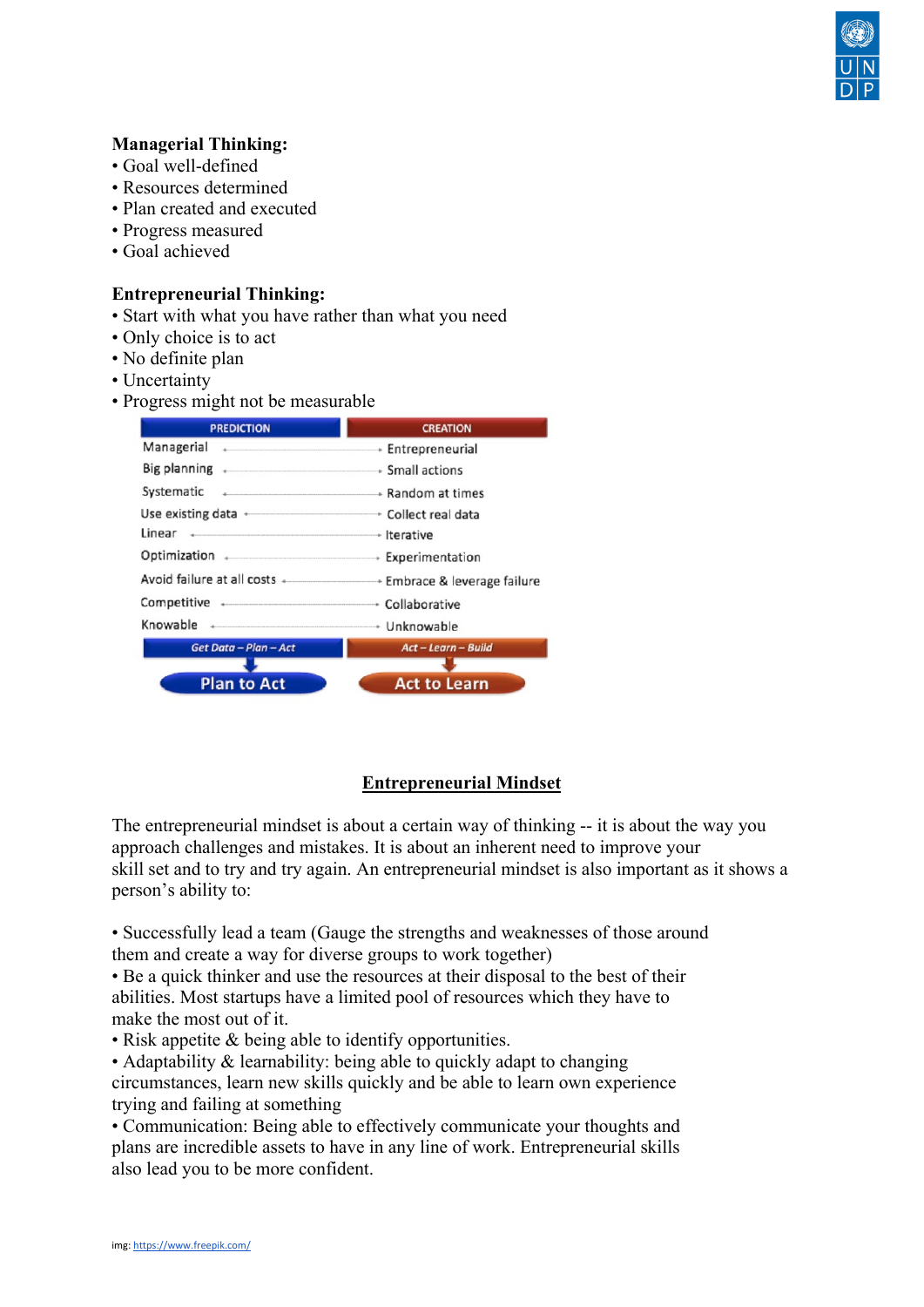**Managerial Thinking:**

- Goal well-defined
- Resources determined
- Plan created and executed
- Progress measured
- Goal achieved

**Entrepreneurial Thinking:**

- Start with what you have rather than what you need
- Only choice is to act
- No definite plan
- Uncertainty
- Progress might not be measurable

| PREDICTION | CREATION |
|---|---|
| Managerial | Entrepreneurial |
| Big planning | Small actions |
| Systematic | Random at times |
| Use existing data | Collect real data |
| Linear | Iterative |
| Optimization | Experimentation |
| Avoid failure at all costs | Embrace & leverage failure |
| Competitive | Collaborative |
| Knowable | Unknowable |
| *Get Data – Plan – Act* | *Act – Learn – Build* |
| Plan to Act | Act to Learn |

## Entrepreneurial Mindset

The entrepreneurial mindset is about a certain way of thinking -- it is about the way you approach challenges and mistakes. It is about an inherent need to improve your skill set and to try and try again. An entrepreneurial mindset is also important as it shows a person's ability to:

- Successfully lead a team (Gauge the strengths and weaknesses of those around them and create a way for diverse groups to work together)
- Be a quick thinker and use the resources at their disposal to the best of their abilities. Most startups have a limited pool of resources which they have to make the most out of it.
- Risk appetite & being able to identify opportunities.
- Adaptability & learnability: being able to quickly adapt to changing circumstances, learn new skills quickly and be able to learn own experience trying and failing at something
- Communication: Being able to effectively communicate your thoughts and plans are incredible assets to have in any line of work. Entrepreneurial skills also lead you to be more confident.

img: https://www.freepik.com/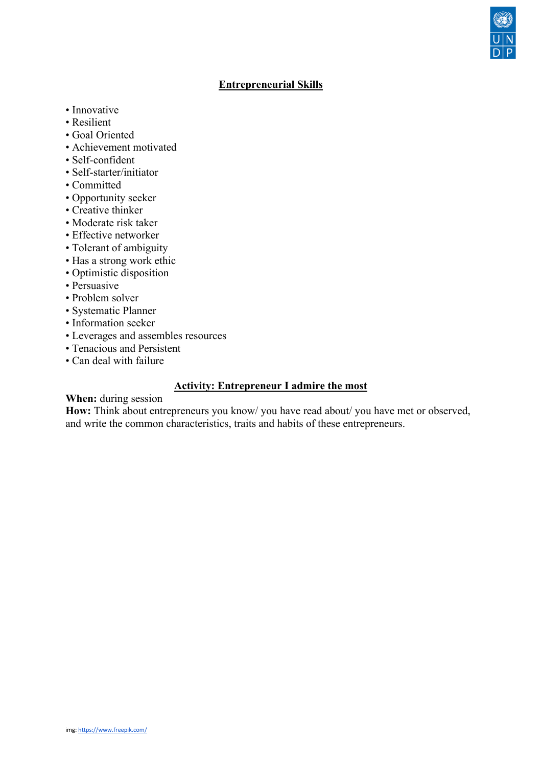## Entrepreneurial Skills

- Innovative
- Resilient
- Goal Oriented
- Achievement motivated
- Self-confident
- Self-starter/initiator
- Committed
- Opportunity seeker
- Creative thinker
- Moderate risk taker
- Effective networker
- Tolerant of ambiguity
- Has a strong work ethic
- Optimistic disposition
- Persuasive
- Problem solver
- Systematic Planner
- Information seeker
- Leverages and assembles resources
- Tenacious and Persistent
- Can deal with failure

## Activity: Entrepreneur I admire the most

**When:** during session

**How:** Think about entrepreneurs you know/ you have read about/ you have met or observed, and write the common characteristics, traits and habits of these entrepreneurs.

img: https://www.freepik.com/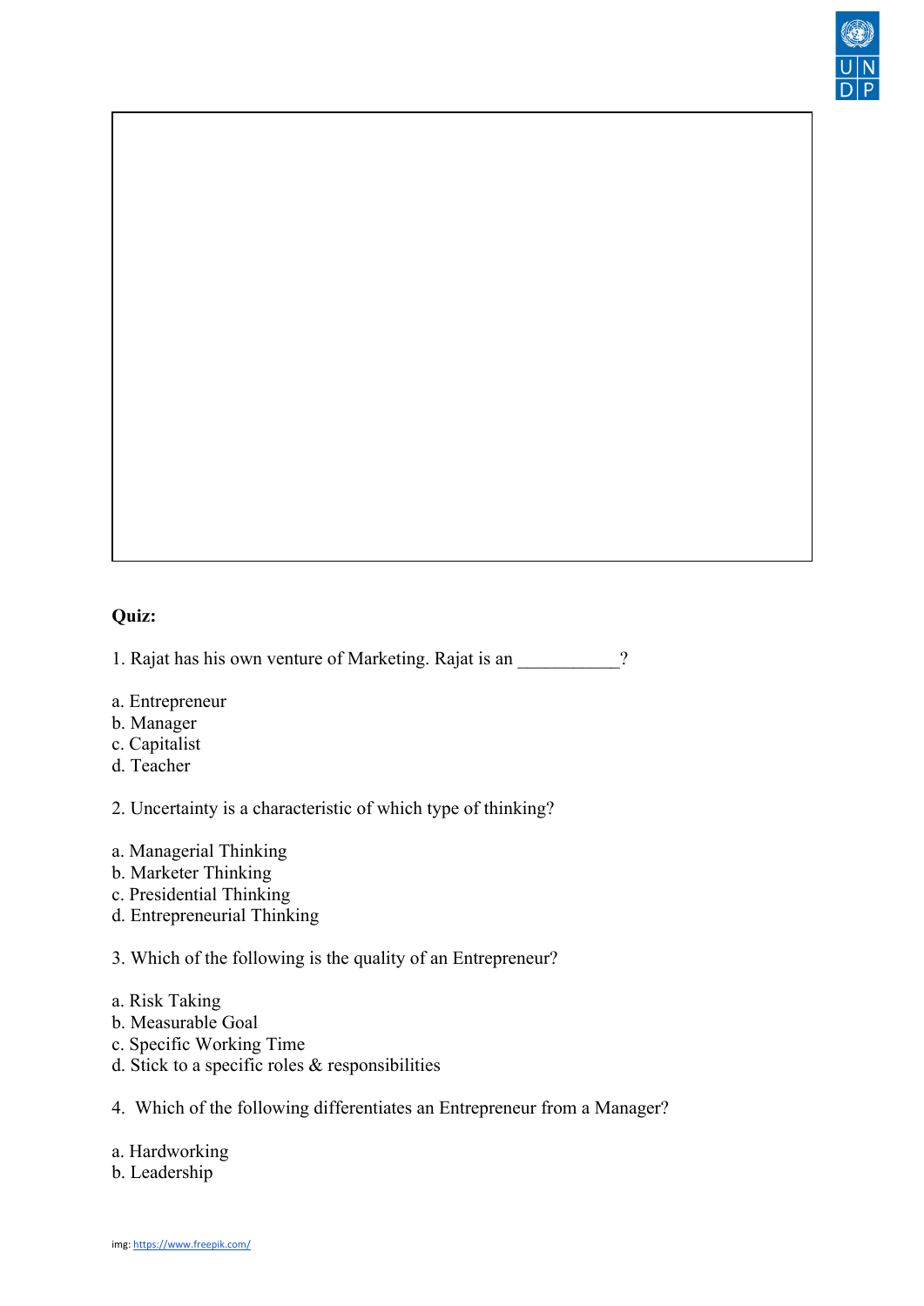**Quiz:**

1. Rajat has his own venture of Marketing. Rajat is an ___________?

a. Entrepreneur
b. Manager
c. Capitalist
d. Teacher

2. Uncertainty is a characteristic of which type of thinking?

a. Managerial Thinking
b. Marketer Thinking
c. Presidential Thinking
d. Entrepreneurial Thinking

3. Which of the following is the quality of an Entrepreneur?

a. Risk Taking
b. Measurable Goal
c. Specific Working Time
d. Stick to a specific roles & responsibilities

4. Which of the following differentiates an Entrepreneur from a Manager?

a. Hardworking
b. Leadership

img: https://www.freepik.com/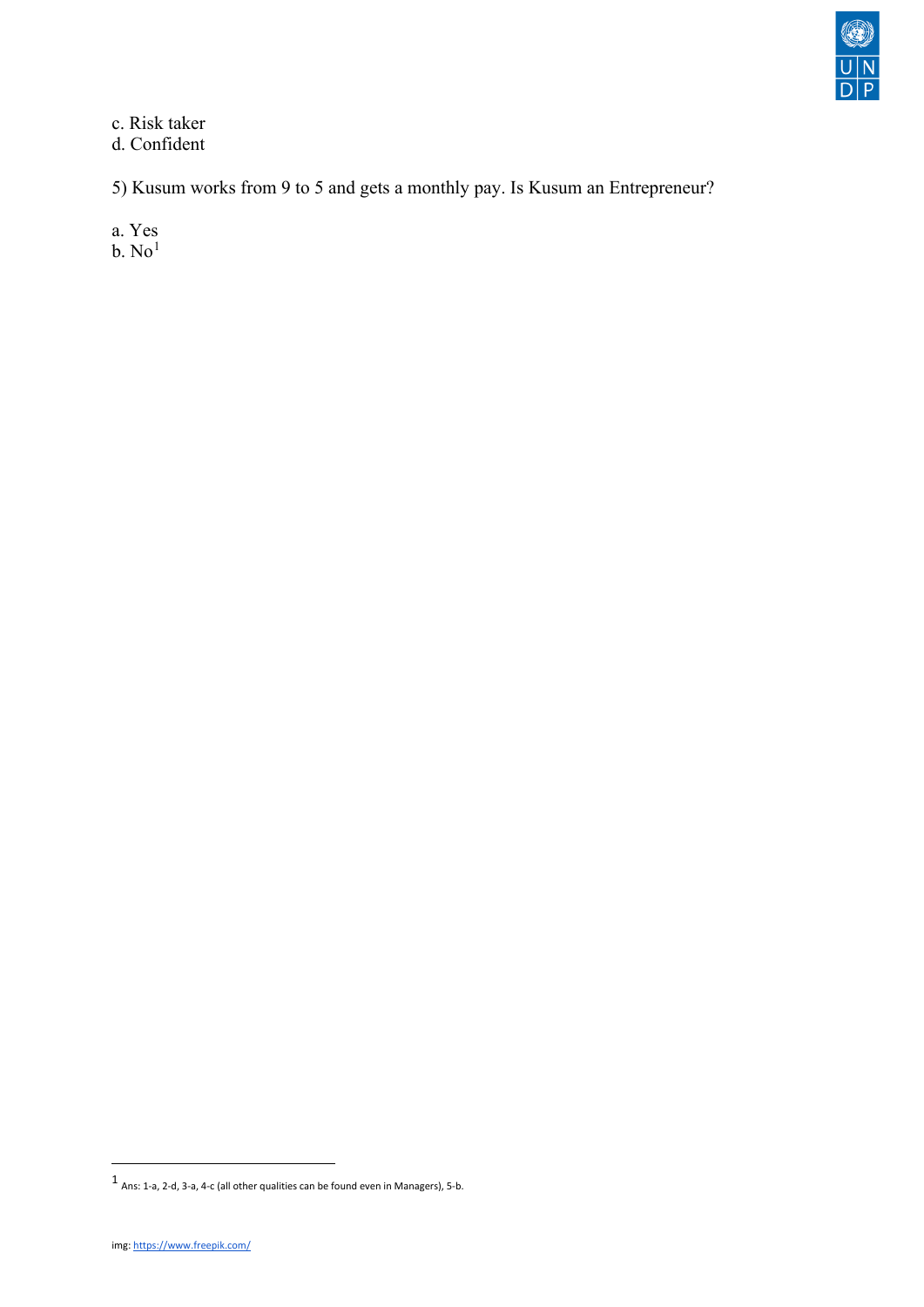c. Risk taker
d. Confident

5) Kusum works from 9 to 5 and gets a monthly pay. Is Kusum an Entrepreneur?

a. Yes
b. No[1]

---

[1] Ans: 1-a, 2-d, 3-a, 4-c (all other qualities can be found even in Managers), 5-b.

img: https://www.freepik.com/